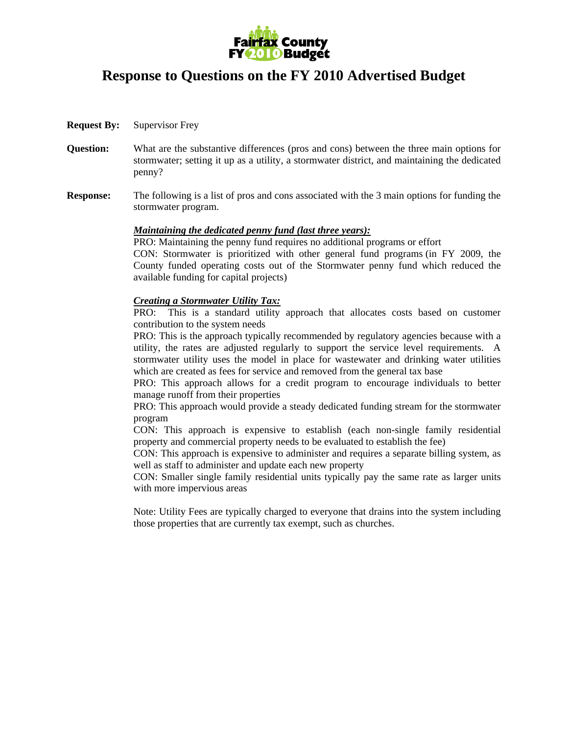Fairfax County FY 2010 Budget

# Response to Questions on the FY 2010 Advertised Budget

**Request By:** Supervisor Frey

**Question:** What are the substantive differences (pros and cons) between the three main options for stormwater; setting it up as a utility, a stormwater district, and maintaining the dedicated penny?

**Response:** The following is a list of pros and cons associated with the 3 main options for funding the stormwater program.

***Maintaining the dedicated penny fund (last three years):***

PRO: Maintaining the penny fund requires no additional programs or effort

CON: Stormwater is prioritized with other general fund programs (in FY 2009, the County funded operating costs out of the Stormwater penny fund which reduced the available funding for capital projects)

***Creating a Stormwater Utility Tax:***

PRO: This is a standard utility approach that allocates costs based on customer contribution to the system needs

PRO: This is the approach typically recommended by regulatory agencies because with a utility, the rates are adjusted regularly to support the service level requirements. A stormwater utility uses the model in place for wastewater and drinking water utilities which are created as fees for service and removed from the general tax base

PRO: This approach allows for a credit program to encourage individuals to better manage runoff from their properties

PRO: This approach would provide a steady dedicated funding stream for the stormwater program

CON: This approach is expensive to establish (each non-single family residential property and commercial property needs to be evaluated to establish the fee)

CON: This approach is expensive to administer and requires a separate billing system, as well as staff to administer and update each new property

CON: Smaller single family residential units typically pay the same rate as larger units with more impervious areas

Note: Utility Fees are typically charged to everyone that drains into the system including those properties that are currently tax exempt, such as churches.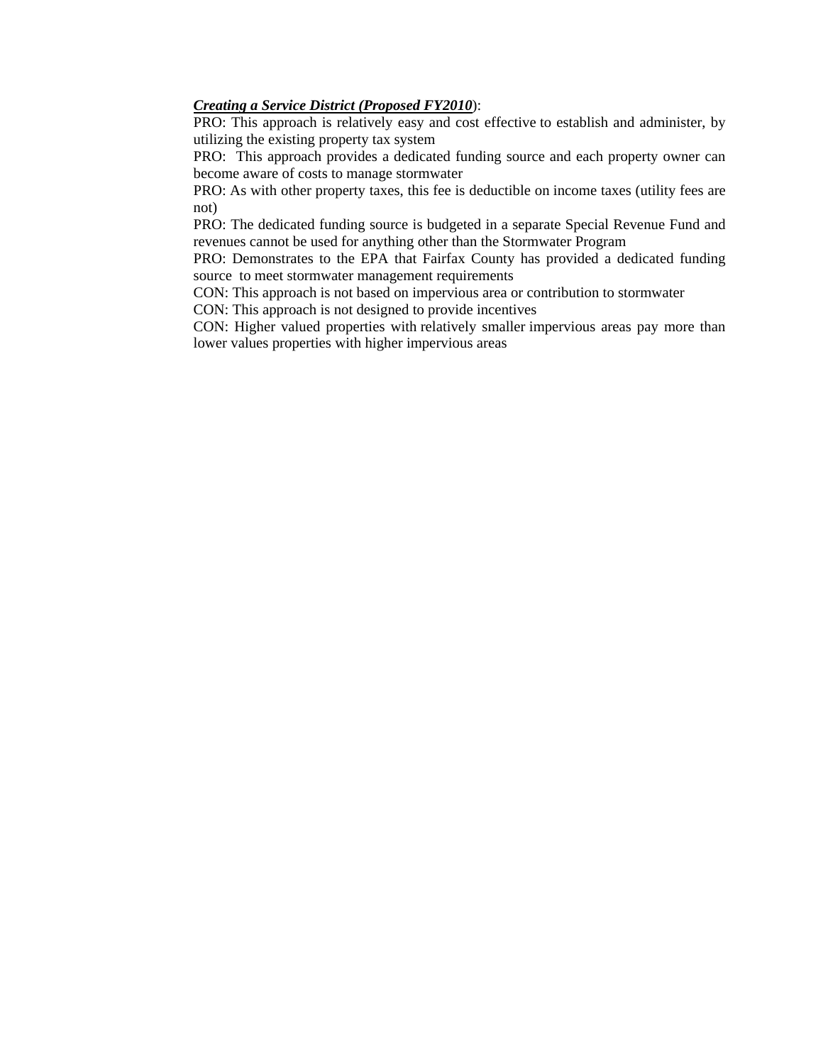***<u>Creating a Service District (Proposed FY2010</u>***):

PRO: This approach is relatively easy and cost effective to establish and administer, by utilizing the existing property tax system

PRO: This approach provides a dedicated funding source and each property owner can become aware of costs to manage stormwater

PRO: As with other property taxes, this fee is deductible on income taxes (utility fees are not)

PRO: The dedicated funding source is budgeted in a separate Special Revenue Fund and revenues cannot be used for anything other than the Stormwater Program

PRO: Demonstrates to the EPA that Fairfax County has provided a dedicated funding source to meet stormwater management requirements

CON: This approach is not based on impervious area or contribution to stormwater

CON: This approach is not designed to provide incentives

CON: Higher valued properties with relatively smaller impervious areas pay more than lower values properties with higher impervious areas